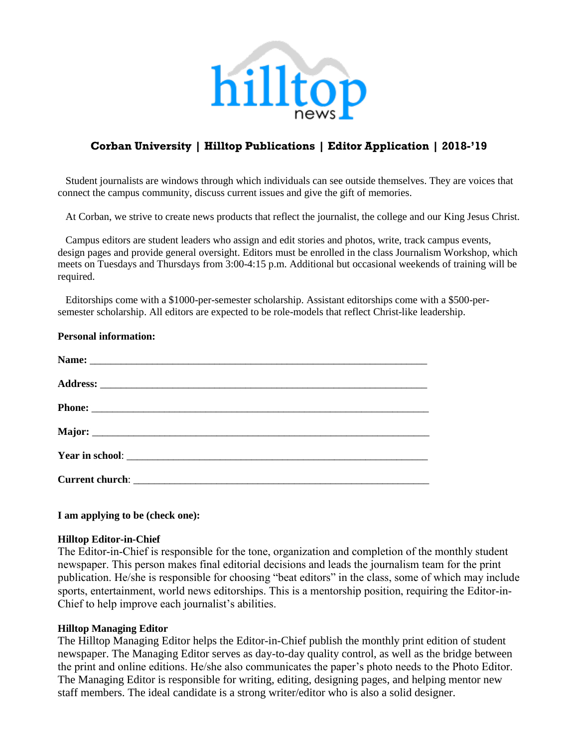hilltop
news

## Corban University | Hilltop Publications | Editor Application | 2018-'19

Student journalists are windows through which individuals can see outside themselves. They are voices that connect the campus community, discuss current issues and give the gift of memories.

At Corban, we strive to create news products that reflect the journalist, the college and our King Jesus Christ.

Campus editors are student leaders who assign and edit stories and photos, write, track campus events, design pages and provide general oversight. Editors must be enrolled in the class Journalism Workshop, which meets on Tuesdays and Thursdays from 3:00-4:15 p.m. Additional but occasional weekends of training will be required.

Editorships come with a $1000-per-semester scholarship. Assistant editorships come with a $500-per-semester scholarship. All editors are expected to be role-models that reflect Christ-like leadership.

**Personal information:**

**Name:** ___________________________________________________________________

**Address:** _________________________________________________________________

**Phone:** ___________________________________________________________________

**Major:** ___________________________________________________________________

**Year in school**: ____________________________________________________________

**Current church**: ____________________________________________________________

**I am applying to be (check one):**

**Hilltop Editor-in-Chief**
The Editor-in-Chief is responsible for the tone, organization and completion of the monthly student newspaper. This person makes final editorial decisions and leads the journalism team for the print publication. He/she is responsible for choosing "beat editors" in the class, some of which may include sports, entertainment, world news editorships. This is a mentorship position, requiring the Editor-in-Chief to help improve each journalist's abilities.

**Hilltop Managing Editor**
The Hilltop Managing Editor helps the Editor-in-Chief publish the monthly print edition of student newspaper. The Managing Editor serves as day-to-day quality control, as well as the bridge between the print and online editions. He/she also communicates the paper's photo needs to the Photo Editor. The Managing Editor is responsible for writing, editing, designing pages, and helping mentor new staff members. The ideal candidate is a strong writer/editor who is also a solid designer.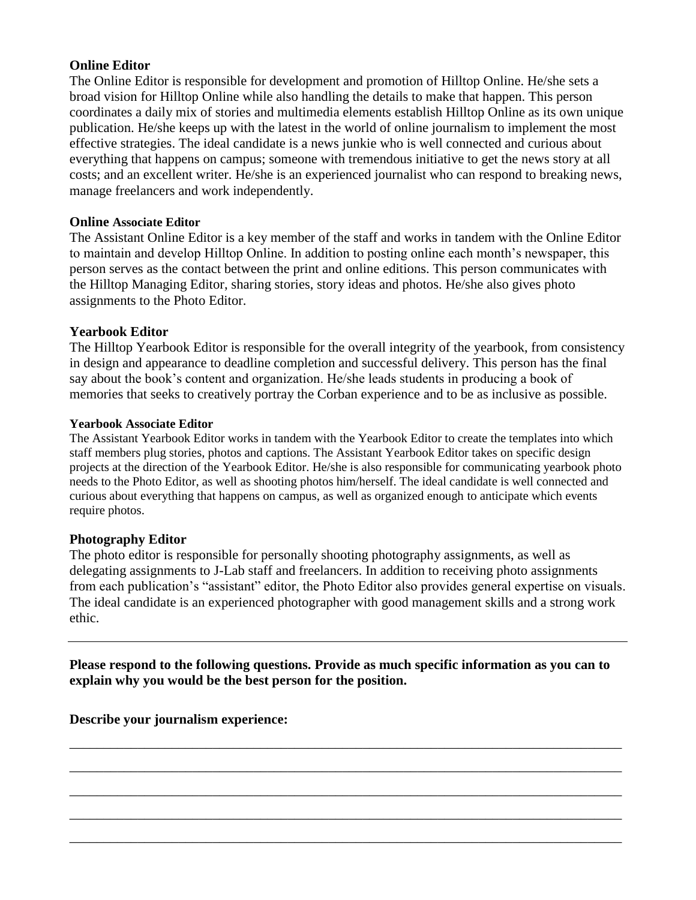**Online Editor**

The Online Editor is responsible for development and promotion of Hilltop Online. He/she sets a broad vision for Hilltop Online while also handling the details to make that happen. This person coordinates a daily mix of stories and multimedia elements establish Hilltop Online as its own unique publication. He/she keeps up with the latest in the world of online journalism to implement the most effective strategies. The ideal candidate is a news junkie who is well connected and curious about everything that happens on campus; someone with tremendous initiative to get the news story at all costs; and an excellent writer. He/she is an experienced journalist who can respond to breaking news, manage freelancers and work independently.

**Online Associate Editor**

The Assistant Online Editor is a key member of the staff and works in tandem with the Online Editor to maintain and develop Hilltop Online. In addition to posting online each month's newspaper, this person serves as the contact between the print and online editions. This person communicates with the Hilltop Managing Editor, sharing stories, story ideas and photos. He/she also gives photo assignments to the Photo Editor.

**Yearbook Editor**

The Hilltop Yearbook Editor is responsible for the overall integrity of the yearbook, from consistency in design and appearance to deadline completion and successful delivery. This person has the final say about the book's content and organization. He/she leads students in producing a book of memories that seeks to creatively portray the Corban experience and to be as inclusive as possible.

**Yearbook Associate Editor**

The Assistant Yearbook Editor works in tandem with the Yearbook Editor to create the templates into which staff members plug stories, photos and captions. The Assistant Yearbook Editor takes on specific design projects at the direction of the Yearbook Editor. He/she is also responsible for communicating yearbook photo needs to the Photo Editor, as well as shooting photos him/herself. The ideal candidate is well connected and curious about everything that happens on campus, as well as organized enough to anticipate which events require photos.

**Photography Editor**

The photo editor is responsible for personally shooting photography assignments, as well as delegating assignments to J-Lab staff and freelancers. In addition to receiving photo assignments from each publication's "assistant" editor, the Photo Editor also provides general expertise on visuals. The ideal candidate is an experienced photographer with good management skills and a strong work ethic.

---

**Please respond to the following questions. Provide as much specific information as you can to explain why you would be the best person for the position.**

**Describe your journalism experience:**

______________________________________________________________________________

______________________________________________________________________________

______________________________________________________________________________

______________________________________________________________________________

______________________________________________________________________________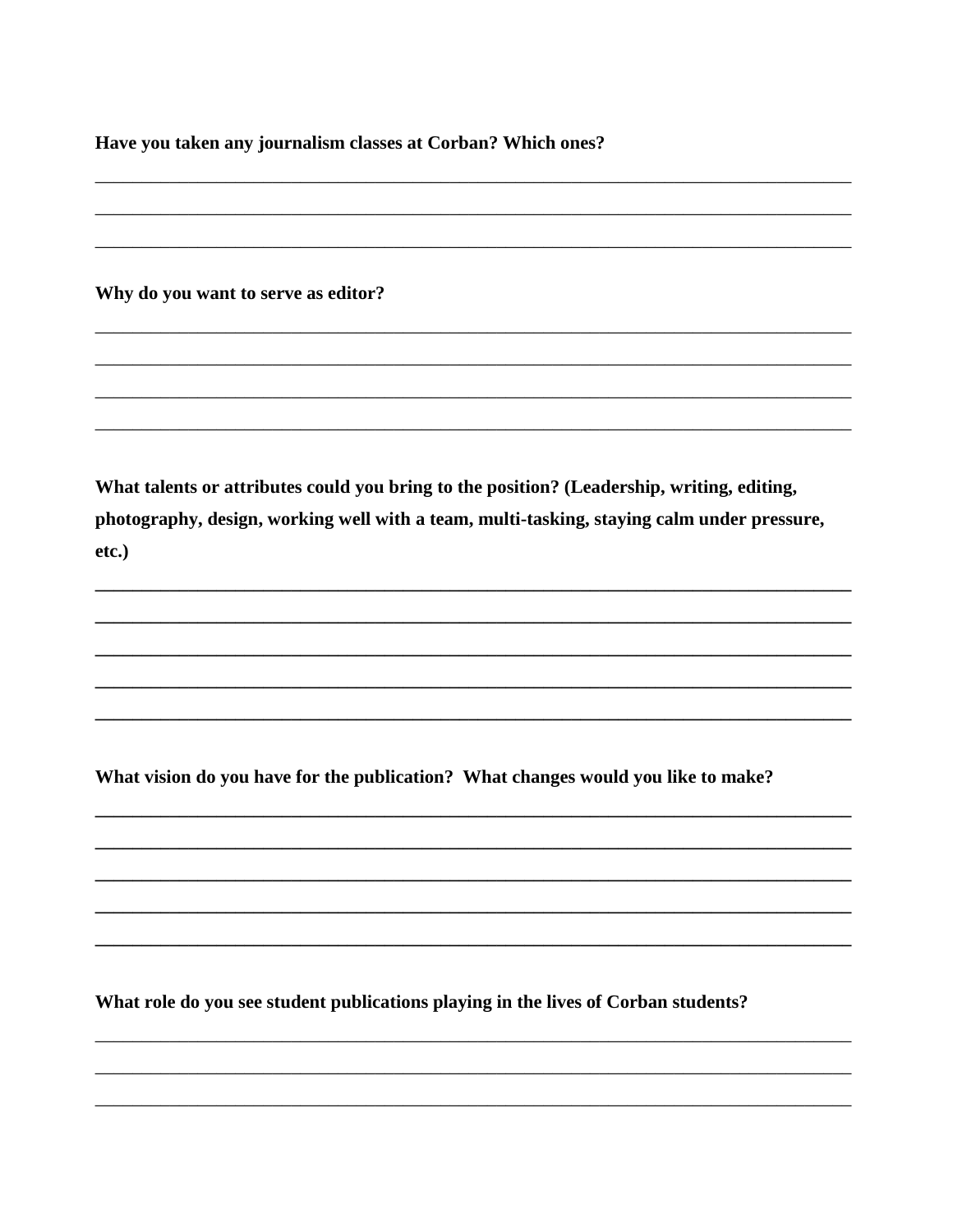**Have you taken any journalism classes at Corban? Which ones?**

_______________________________________________________________________________

_______________________________________________________________________________

_______________________________________________________________________________

**Why do you want to serve as editor?**

_______________________________________________________________________________

_______________________________________________________________________________

_______________________________________________________________________________

_______________________________________________________________________________

**What talents or attributes could you bring to the position? (Leadership, writing, editing, photography, design, working well with a team, multi-tasking, staying calm under pressure, etc.)**

_______________________________________________________________________________

_______________________________________________________________________________

_______________________________________________________________________________

_______________________________________________________________________________

_______________________________________________________________________________

**What vision do you have for the publication? What changes would you like to make?**

_______________________________________________________________________________

_______________________________________________________________________________

_______________________________________________________________________________

_______________________________________________________________________________

_______________________________________________________________________________

**What role do you see student publications playing in the lives of Corban students?**

_______________________________________________________________________________

_______________________________________________________________________________

_______________________________________________________________________________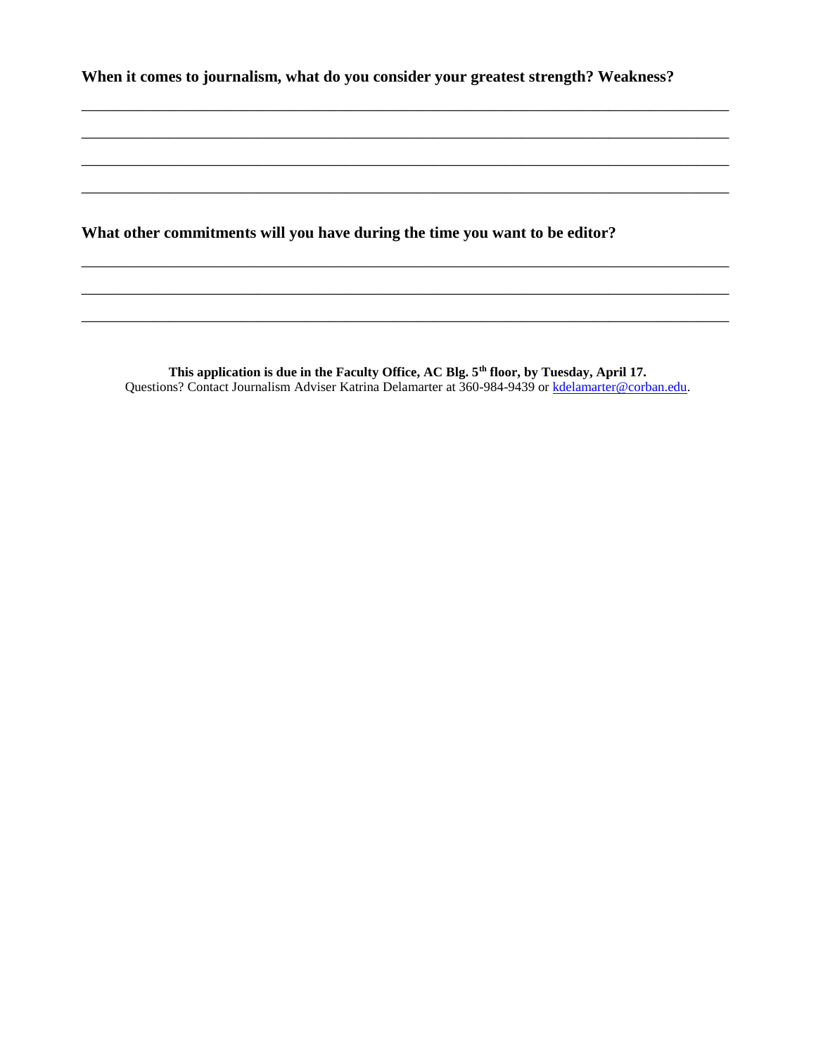**When it comes to journalism, what do you consider your greatest strength? Weakness?**

______________________________________________________________________________

______________________________________________________________________________

______________________________________________________________________________

______________________________________________________________________________

**What other commitments will you have during the time you want to be editor?**

______________________________________________________________________________

______________________________________________________________________________

______________________________________________________________________________

**This application is due in the Faculty Office, AC Blg. 5th floor, by Tuesday, April 17.**
Questions? Contact Journalism Adviser Katrina Delamarter at 360-984-9439 or kdelamarter@corban.edu.